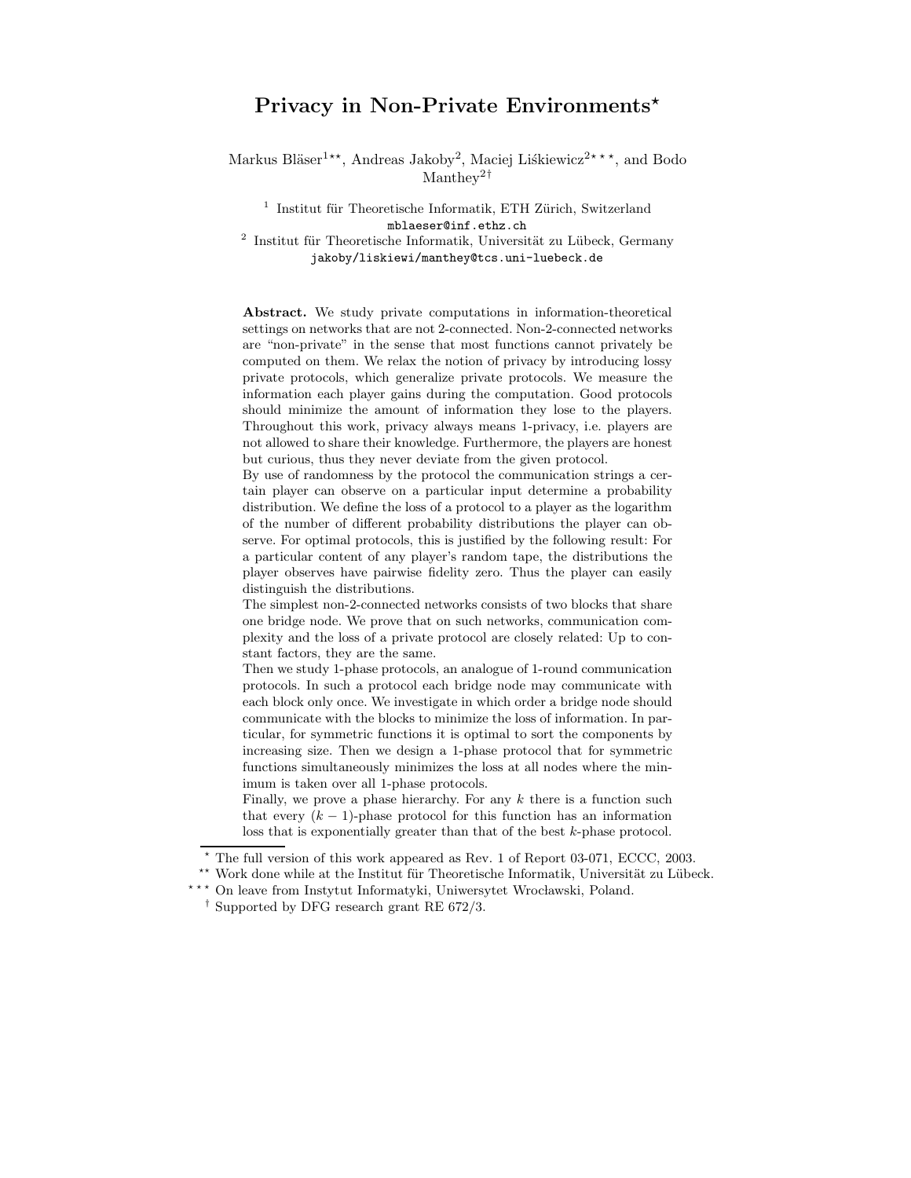# Privacy in Non-Private Environments*

Markus Bläser[1]**, Andreas Jakoby[2], Maciej Liśkiewicz[2]***, and Bodo Manthey[2]†

[1] Institut für Theoretische Informatik, ETH Zürich, Switzerland
mblaeser@inf.ethz.ch

[2] Institut für Theoretische Informatik, Universität zu Lübeck, Germany
jakoby/liskiewi/manthey@tcs.uni-luebeck.de

**Abstract.** We study private computations in information-theoretical settings on networks that are not 2-connected. Non-2-connected networks are "non-private" in the sense that most functions cannot privately be computed on them. We relax the notion of privacy by introducing lossy private protocols, which generalize private protocols. We measure the information each player gains during the computation. Good protocols should minimize the amount of information they lose to the players. Throughout this work, privacy always means 1-privacy, i.e. players are not allowed to share their knowledge. Furthermore, the players are honest but curious, thus they never deviate from the given protocol.

By use of randomness by the protocol the communication strings a certain player can observe on a particular input determine a probability distribution. We define the loss of a protocol to a player as the logarithm of the number of different probability distributions the player can observe. For optimal protocols, this is justified by the following result: For a particular content of any player's random tape, the distributions the player observes have pairwise fidelity zero. Thus the player can easily distinguish the distributions.

The simplest non-2-connected networks consists of two blocks that share one bridge node. We prove that on such networks, communication complexity and the loss of a private protocol are closely related: Up to constant factors, they are the same.

Then we study 1-phase protocols, an analogue of 1-round communication protocols. In such a protocol each bridge node may communicate with each block only once. We investigate in which order a bridge node should communicate with the blocks to minimize the loss of information. In particular, for symmetric functions it is optimal to sort the components by increasing size. Then we design a 1-phase protocol that for symmetric functions simultaneously minimizes the loss at all nodes where the minimum is taken over all 1-phase protocols.

Finally, we prove a phase hierarchy. For any $k$ there is a function such that every $(k-1)$-phase protocol for this function has an information loss that is exponentially greater than that of the best $k$-phase protocol.

---

* The full version of this work appeared as Rev. 1 of Report 03-071, ECCC, 2003.

** Work done while at the Institut für Theoretische Informatik, Universität zu Lübeck.

*** On leave from Instytut Informatyki, Uniwersytet Wrocławski, Poland.

† Supported by DFG research grant RE 672/3.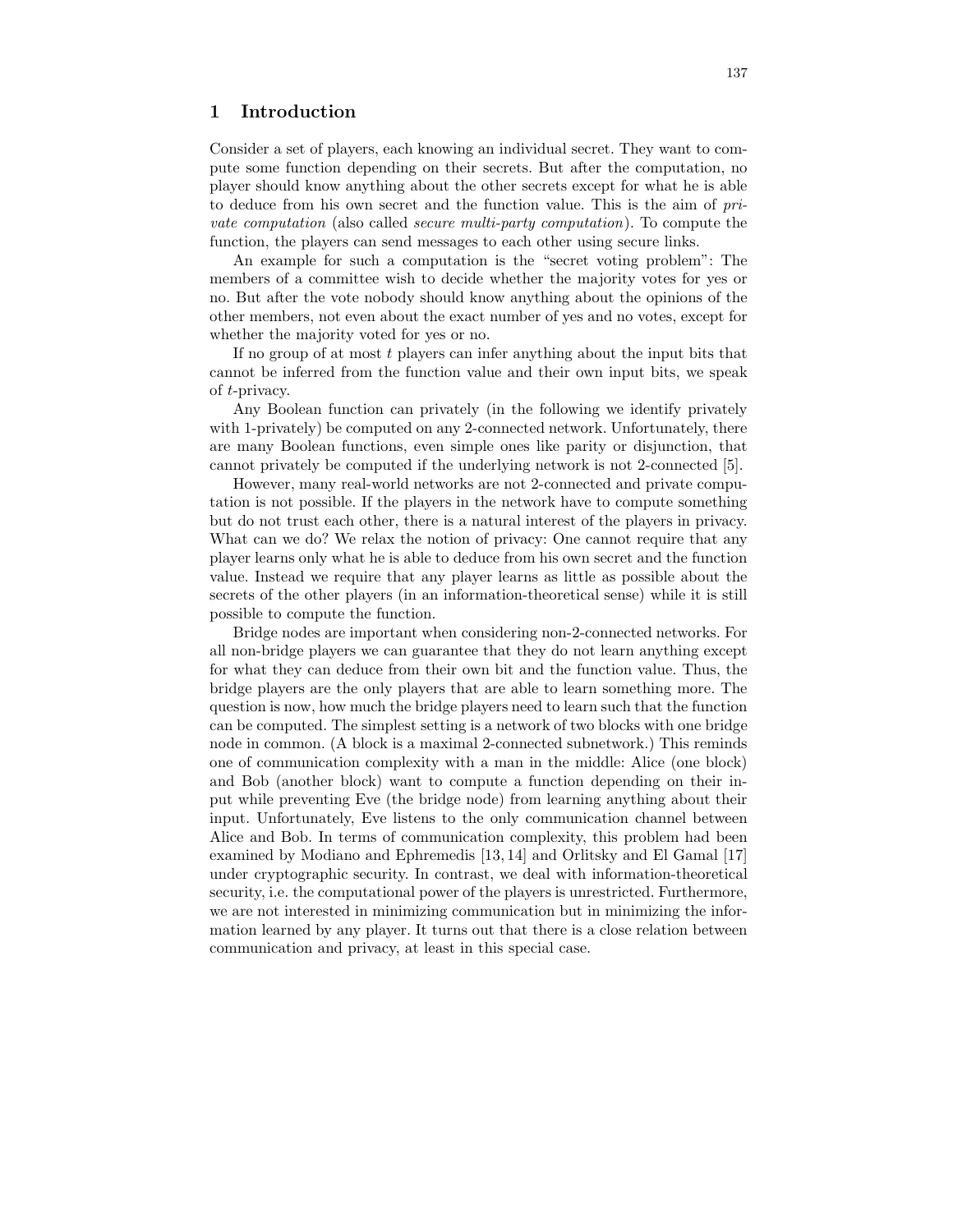## 1 Introduction

Consider a set of players, each knowing an individual secret. They want to compute some function depending on their secrets. But after the computation, no player should know anything about the other secrets except for what he is able to deduce from his own secret and the function value. This is the aim of *private computation* (also called *secure multi-party computation*). To compute the function, the players can send messages to each other using secure links.

An example for such a computation is the "secret voting problem": The members of a committee wish to decide whether the majority votes for yes or no. But after the vote nobody should know anything about the opinions of the other members, not even about the exact number of yes and no votes, except for whether the majority voted for yes or no.

If no group of at most $t$ players can infer anything about the input bits that cannot be inferred from the function value and their own input bits, we speak of $t$-privacy.

Any Boolean function can privately (in the following we identify privately with 1-privately) be computed on any 2-connected network. Unfortunately, there are many Boolean functions, even simple ones like parity or disjunction, that cannot privately be computed if the underlying network is not 2-connected [5].

However, many real-world networks are not 2-connected and private computation is not possible. If the players in the network have to compute something but do not trust each other, there is a natural interest of the players in privacy. What can we do? We relax the notion of privacy: One cannot require that any player learns only what he is able to deduce from his own secret and the function value. Instead we require that any player learns as little as possible about the secrets of the other players (in an information-theoretical sense) while it is still possible to compute the function.

Bridge nodes are important when considering non-2-connected networks. For all non-bridge players we can guarantee that they do not learn anything except for what they can deduce from their own bit and the function value. Thus, the bridge players are the only players that are able to learn something more. The question is now, how much the bridge players need to learn such that the function can be computed. The simplest setting is a network of two blocks with one bridge node in common. (A block is a maximal 2-connected subnetwork.) This reminds one of communication complexity with a man in the middle: Alice (one block) and Bob (another block) want to compute a function depending on their input while preventing Eve (the bridge node) from learning anything about their input. Unfortunately, Eve listens to the only communication channel between Alice and Bob. In terms of communication complexity, this problem had been examined by Modiano and Ephremedis [13, 14] and Orlitsky and El Gamal [17] under cryptographic security. In contrast, we deal with information-theoretical security, i.e. the computational power of the players is unrestricted. Furthermore, we are not interested in minimizing communication but in minimizing the information learned by any player. It turns out that there is a close relation between communication and privacy, at least in this special case.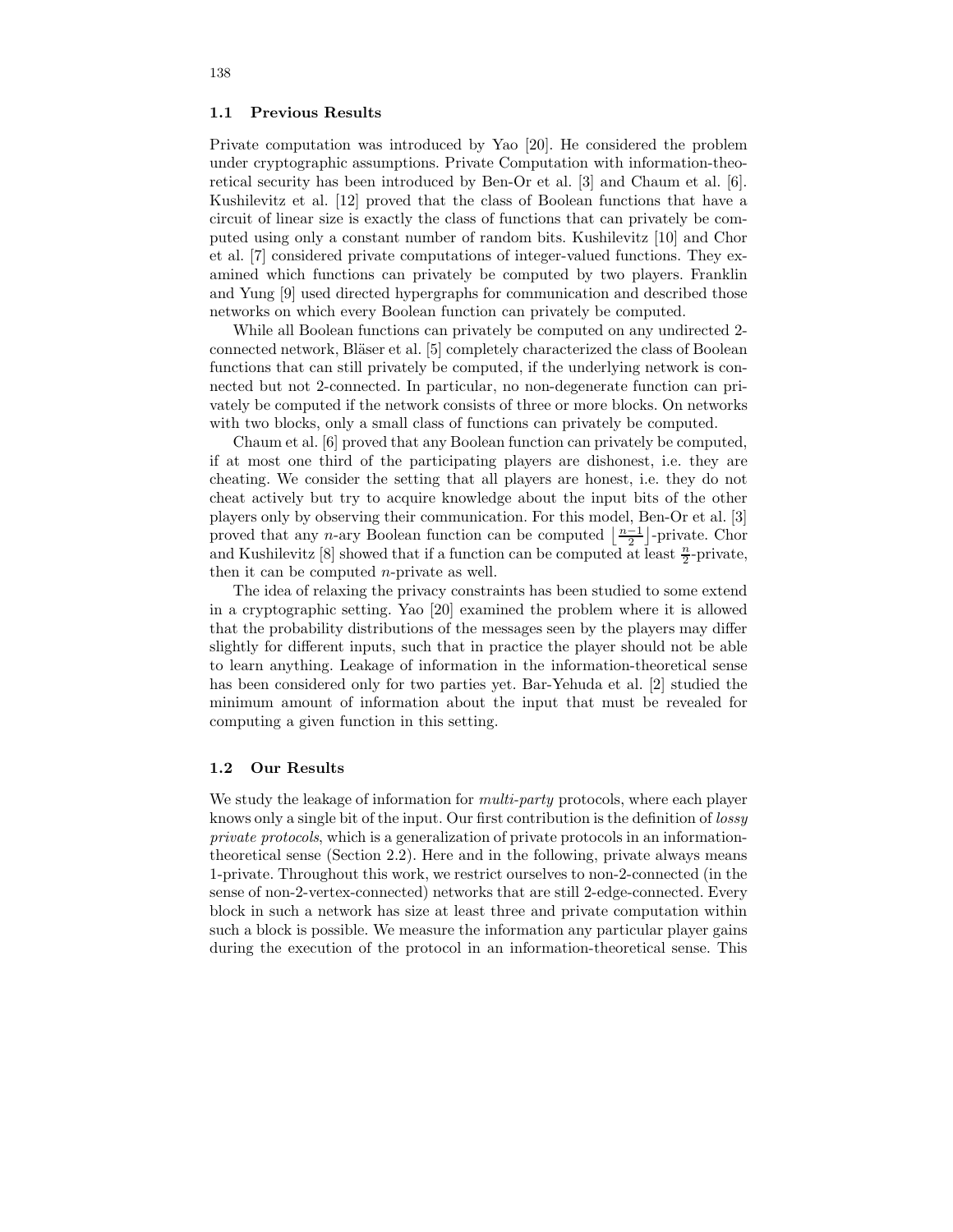### 1.1 Previous Results

Private computation was introduced by Yao [20]. He considered the problem under cryptographic assumptions. Private Computation with information-theoretical security has been introduced by Ben-Or et al. [3] and Chaum et al. [6]. Kushilevitz et al. [12] proved that the class of Boolean functions that have a circuit of linear size is exactly the class of functions that can privately be computed using only a constant number of random bits. Kushilevitz [10] and Chor et al. [7] considered private computations of integer-valued functions. They examined which functions can privately be computed by two players. Franklin and Yung [9] used directed hypergraphs for communication and described those networks on which every Boolean function can privately be computed.

While all Boolean functions can privately be computed on any undirected 2-connected network, Bläser et al. [5] completely characterized the class of Boolean functions that can still privately be computed, if the underlying network is connected but not 2-connected. In particular, no non-degenerate function can privately be computed if the network consists of three or more blocks. On networks with two blocks, only a small class of functions can privately be computed.

Chaum et al. [6] proved that any Boolean function can privately be computed, if at most one third of the participating players are dishonest, i.e. they are cheating. We consider the setting that all players are honest, i.e. they do not cheat actively but try to acquire knowledge about the input bits of the other players only by observing their communication. For this model, Ben-Or et al. [3] proved that any $n$-ary Boolean function can be computed $\lfloor \frac{n-1}{2} \rfloor$-private. Chor and Kushilevitz [8] showed that if a function can be computed at least $\frac{n}{2}$-private, then it can be computed $n$-private as well.

The idea of relaxing the privacy constraints has been studied to some extend in a cryptographic setting. Yao [20] examined the problem where it is allowed that the probability distributions of the messages seen by the players may differ slightly for different inputs, such that in practice the player should not be able to learn anything. Leakage of information in the information-theoretical sense has been considered only for two parties yet. Bar-Yehuda et al. [2] studied the minimum amount of information about the input that must be revealed for computing a given function in this setting.

### 1.2 Our Results

We study the leakage of information for *multi-party* protocols, where each player knows only a single bit of the input. Our first contribution is the definition of *lossy private protocols*, which is a generalization of private protocols in an information-theoretical sense (Section 2.2). Here and in the following, private always means 1-private. Throughout this work, we restrict ourselves to non-2-connected (in the sense of non-2-vertex-connected) networks that are still 2-edge-connected. Every block in such a network has size at least three and private computation within such a block is possible. We measure the information any particular player gains during the execution of the protocol in an information-theoretical sense. This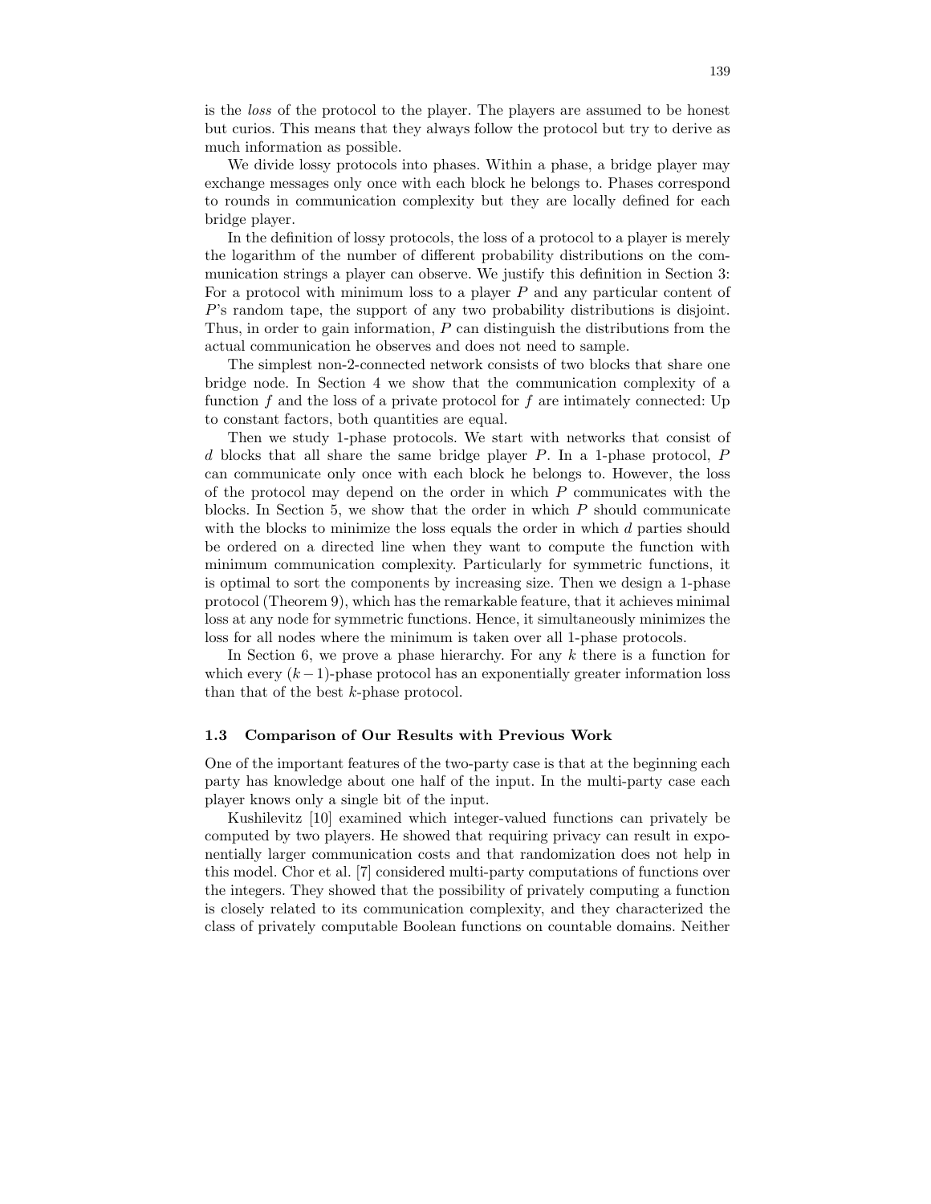is the *loss* of the protocol to the player. The players are assumed to be honest but curios. This means that they always follow the protocol but try to derive as much information as possible.

We divide lossy protocols into phases. Within a phase, a bridge player may exchange messages only once with each block he belongs to. Phases correspond to rounds in communication complexity but they are locally defined for each bridge player.

In the definition of lossy protocols, the loss of a protocol to a player is merely the logarithm of the number of different probability distributions on the communication strings a player can observe. We justify this definition in Section 3: For a protocol with minimum loss to a player $P$ and any particular content of $P$'s random tape, the support of any two probability distributions is disjoint. Thus, in order to gain information, $P$ can distinguish the distributions from the actual communication he observes and does not need to sample.

The simplest non-2-connected network consists of two blocks that share one bridge node. In Section 4 we show that the communication complexity of a function $f$ and the loss of a private protocol for $f$ are intimately connected: Up to constant factors, both quantities are equal.

Then we study 1-phase protocols. We start with networks that consist of $d$ blocks that all share the same bridge player $P$. In a 1-phase protocol, $P$ can communicate only once with each block he belongs to. However, the loss of the protocol may depend on the order in which $P$ communicates with the blocks. In Section 5, we show that the order in which $P$ should communicate with the blocks to minimize the loss equals the order in which $d$ parties should be ordered on a directed line when they want to compute the function with minimum communication complexity. Particularly for symmetric functions, it is optimal to sort the components by increasing size. Then we design a 1-phase protocol (Theorem 9), which has the remarkable feature, that it achieves minimal loss at any node for symmetric functions. Hence, it simultaneously minimizes the loss for all nodes where the minimum is taken over all 1-phase protocols.

In Section 6, we prove a phase hierarchy. For any $k$ there is a function for which every $(k-1)$-phase protocol has an exponentially greater information loss than that of the best $k$-phase protocol.

### 1.3 Comparison of Our Results with Previous Work

One of the important features of the two-party case is that at the beginning each party has knowledge about one half of the input. In the multi-party case each player knows only a single bit of the input.

Kushilevitz [10] examined which integer-valued functions can privately be computed by two players. He showed that requiring privacy can result in exponentially larger communication costs and that randomization does not help in this model. Chor et al. [7] considered multi-party computations of functions over the integers. They showed that the possibility of privately computing a function is closely related to its communication complexity, and they characterized the class of privately computable Boolean functions on countable domains. Neither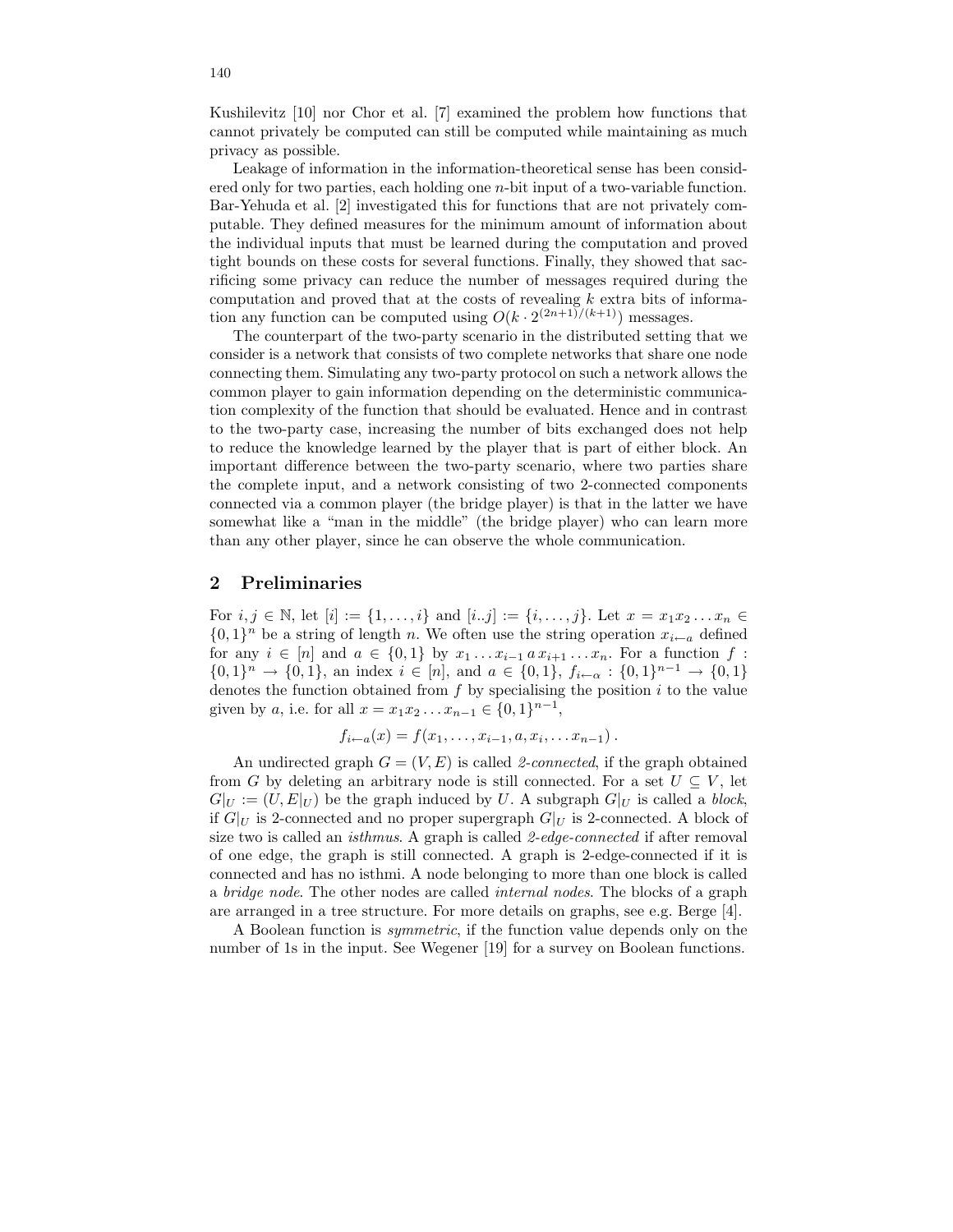Kushilevitz [10] nor Chor et al. [7] examined the problem how functions that cannot privately be computed can still be computed while maintaining as much privacy as possible.

Leakage of information in the information-theoretical sense has been considered only for two parties, each holding one $n$-bit input of a two-variable function. Bar-Yehuda et al. [2] investigated this for functions that are not privately computable. They defined measures for the minimum amount of information about the individual inputs that must be learned during the computation and proved tight bounds on these costs for several functions. Finally, they showed that sacrificing some privacy can reduce the number of messages required during the computation and proved that at the costs of revealing $k$ extra bits of information any function can be computed using $O(k \cdot 2^{(2n+1)/(k+1)})$ messages.

The counterpart of the two-party scenario in the distributed setting that we consider is a network that consists of two complete networks that share one node connecting them. Simulating any two-party protocol on such a network allows the common player to gain information depending on the deterministic communication complexity of the function that should be evaluated. Hence and in contrast to the two-party case, increasing the number of bits exchanged does not help to reduce the knowledge learned by the player that is part of either block. An important difference between the two-party scenario, where two parties share the complete input, and a network consisting of two 2-connected components connected via a common player (the bridge player) is that in the latter we have somewhat like a "man in the middle" (the bridge player) who can learn more than any other player, since he can observe the whole communication.

## 2 Preliminaries

For $i, j \in \mathbb{N}$, let $[i] := \{1, \ldots, i\}$ and $[i..j] := \{i, \ldots, j\}$. Let $x = x_1 x_2 \ldots x_n \in \{0,1\}^n$ be a string of length $n$. We often use the string operation $x_{i \leftarrow a}$ defined for any $i \in [n]$ and $a \in \{0,1\}$ by $x_1 \ldots x_{i-1}\, a\, x_{i+1} \ldots x_n$. For a function $f : \{0,1\}^n \to \{0,1\}$, an index $i \in [n]$, and $a \in \{0,1\}$, $f_{i \leftarrow \alpha} : \{0,1\}^{n-1} \to \{0,1\}$ denotes the function obtained from $f$ by specialising the position $i$ to the value given by $a$, i.e. for all $x = x_1 x_2 \ldots x_{n-1} \in \{0,1\}^{n-1}$,

$$f_{i \leftarrow a}(x) = f(x_1, \ldots, x_{i-1}, a, x_i, \ldots x_{n-1}) .$$

An undirected graph $G = (V, E)$ is called *2-connected*, if the graph obtained from $G$ by deleting an arbitrary node is still connected. For a set $U \subseteq V$, let $G|_U := (U, E|_U)$ be the graph induced by $U$. A subgraph $G|_U$ is called a *block*, if $G|_U$ is 2-connected and no proper supergraph $G|_U$ is 2-connected. A block of size two is called an *isthmus*. A graph is called *2-edge-connected* if after removal of one edge, the graph is still connected. A graph is 2-edge-connected if it is connected and has no isthmi. A node belonging to more than one block is called a *bridge node*. The other nodes are called *internal nodes*. The blocks of a graph are arranged in a tree structure. For more details on graphs, see e.g. Berge [4].

A Boolean function is *symmetric*, if the function value depends only on the number of 1s in the input. See Wegener [19] for a survey on Boolean functions.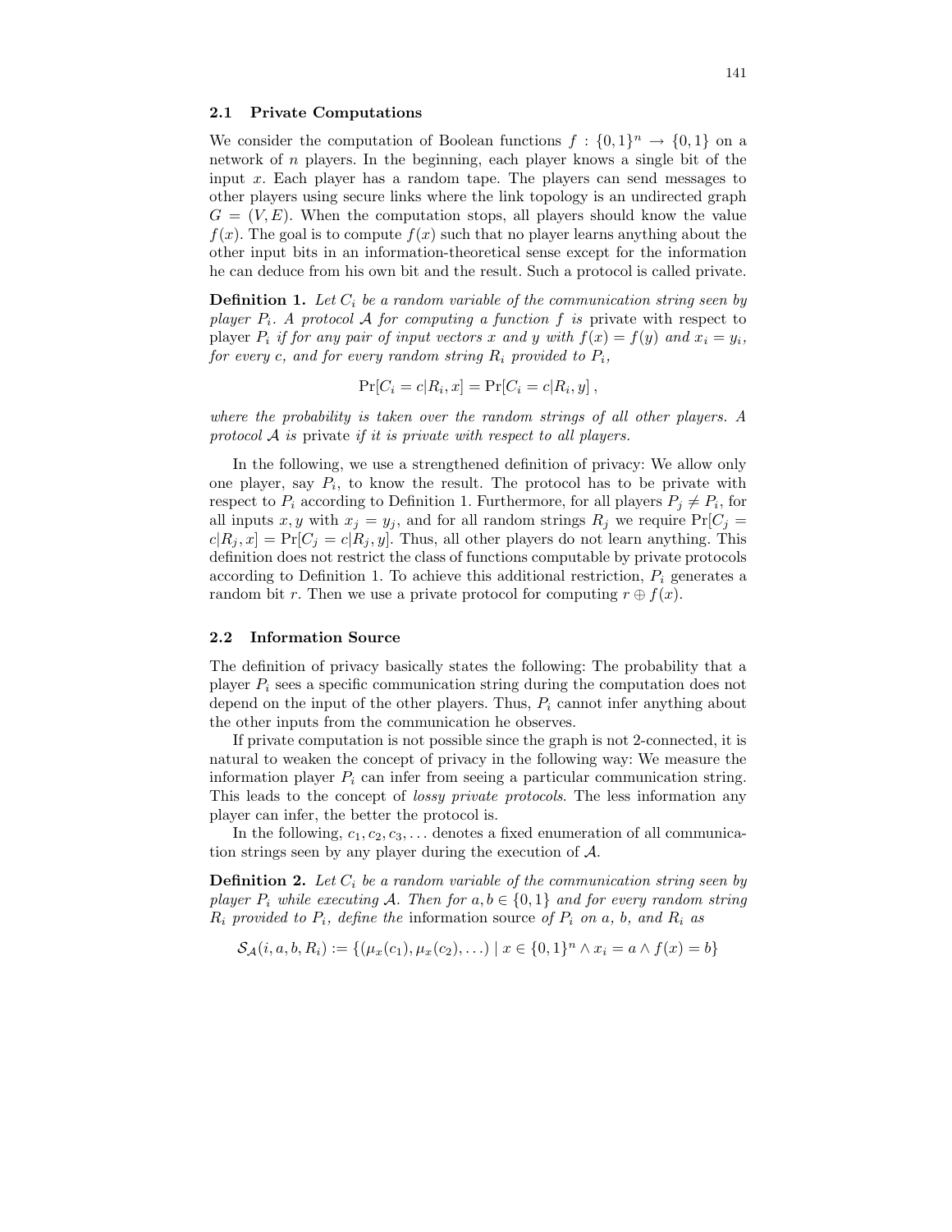### 2.1 Private Computations

We consider the computation of Boolean functions $f : \{0,1\}^n \to \{0,1\}$ on a network of $n$ players. In the beginning, each player knows a single bit of the input $x$. Each player has a random tape. The players can send messages to other players using secure links where the link topology is an undirected graph $G = (V, E)$. When the computation stops, all players should know the value $f(x)$. The goal is to compute $f(x)$ such that no player learns anything about the other input bits in an information-theoretical sense except for the information he can deduce from his own bit and the result. Such a protocol is called private.

**Definition 1.** *Let $C_i$ be a random variable of the communication string seen by player $P_i$. A protocol $\mathcal{A}$ for computing a function $f$ is* private *with respect to player $P_i$ if for any pair of input vectors $x$ and $y$ with $f(x) = f(y)$ and $x_i = y_i$, for every $c$, and for every random string $R_i$ provided to $P_i$,*

$$\Pr[C_i = c | R_i, x] = \Pr[C_i = c | R_i, y] \, ,$$

*where the probability is taken over the random strings of all other players. A protocol $\mathcal{A}$ is* private *if it is private with respect to all players.*

In the following, we use a strengthened definition of privacy: We allow only one player, say $P_i$, to know the result. The protocol has to be private with respect to $P_i$ according to Definition 1. Furthermore, for all players $P_j \neq P_i$, for all inputs $x, y$ with $x_j = y_j$, and for all random strings $R_j$ we require $\Pr[C_j = c | R_j, x] = \Pr[C_j = c | R_j, y]$. Thus, all other players do not learn anything. This definition does not restrict the class of functions computable by private protocols according to Definition 1. To achieve this additional restriction, $P_i$ generates a random bit $r$. Then we use a private protocol for computing $r \oplus f(x)$.

### 2.2 Information Source

The definition of privacy basically states the following: The probability that a player $P_i$ sees a specific communication string during the computation does not depend on the input of the other players. Thus, $P_i$ cannot infer anything about the other inputs from the communication he observes.

If private computation is not possible since the graph is not 2-connected, it is natural to weaken the concept of privacy in the following way: We measure the information player $P_i$ can infer from seeing a particular communication string. This leads to the concept of *lossy private protocols*. The less information any player can infer, the better the protocol is.

In the following, $c_1, c_2, c_3, \ldots$ denotes a fixed enumeration of all communication strings seen by any player during the execution of $\mathcal{A}$.

**Definition 2.** *Let $C_i$ be a random variable of the communication string seen by player $P_i$ while executing $\mathcal{A}$. Then for $a, b \in \{0,1\}$ and for every random string $R_i$ provided to $P_i$, define the* information source *of $P_i$ on $a$, $b$, and $R_i$ as*

$$\mathcal{S}_{\mathcal{A}}(i, a, b, R_i) := \{(\mu_x(c_1), \mu_x(c_2), \ldots) \mid x \in \{0,1\}^n \wedge x_i = a \wedge f(x) = b\}$$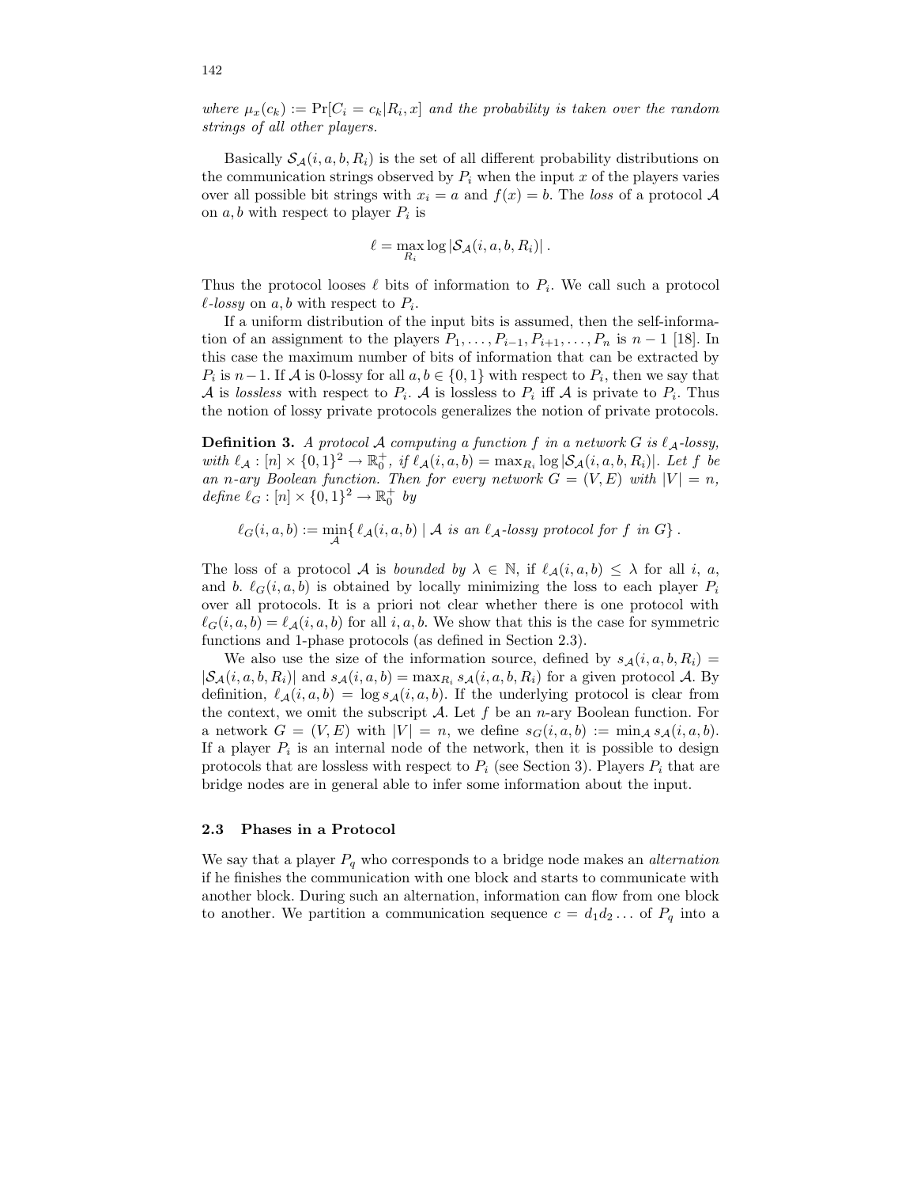*where $\mu_x(c_k) := \Pr[C_i = c_k | R_i, x]$ and the probability is taken over the random strings of all other players.*

Basically $\mathcal{S}_{\mathcal{A}}(i, a, b, R_i)$ is the set of all different probability distributions on the communication strings observed by $P_i$ when the input $x$ of the players varies over all possible bit strings with $x_i = a$ and $f(x) = b$. The *loss* of a protocol $\mathcal{A}$ on $a, b$ with respect to player $P_i$ is

$$\ell = \max_{R_i} \log |\mathcal{S}_{\mathcal{A}}(i, a, b, R_i)| \,.$$

Thus the protocol looses $\ell$ bits of information to $P_i$. We call such a protocol $\ell$*-lossy* on $a, b$ with respect to $P_i$.

If a uniform distribution of the input bits is assumed, then the self-information of an assignment to the players $P_1, \ldots, P_{i-1}, P_{i+1}, \ldots, P_n$ is $n - 1$ [18]. In this case the maximum number of bits of information that can be extracted by $P_i$ is $n-1$. If $\mathcal{A}$ is 0-lossy for all $a, b \in \{0, 1\}$ with respect to $P_i$, then we say that $\mathcal{A}$ is *lossless* with respect to $P_i$. $\mathcal{A}$ is lossless to $P_i$ iff $\mathcal{A}$ is private to $P_i$. Thus the notion of lossy private protocols generalizes the notion of private protocols.

**Definition 3.** *A protocol $\mathcal{A}$ computing a function $f$ in a network $G$ is $\ell_{\mathcal{A}}$-lossy, with $\ell_{\mathcal{A}} : [n] \times \{0, 1\}^2 \to \mathbb{R}_0^+$, if $\ell_{\mathcal{A}}(i, a, b) = \max_{R_i} \log |\mathcal{S}_{\mathcal{A}}(i, a, b, R_i)|$. Let $f$ be an $n$-ary Boolean function. Then for every network $G = (V, E)$ with $|V| = n$, define $\ell_G : [n] \times \{0, 1\}^2 \to \mathbb{R}_0^+$ by*

$$\ell_G(i, a, b) := \min_{\mathcal{A}} \{\, \ell_{\mathcal{A}}(i, a, b) \mid \mathcal{A} \textit{ is an } \ell_{\mathcal{A}}\textit{-lossy protocol for } f \textit{ in } G \} \,.$$

The loss of a protocol $\mathcal{A}$ is *bounded by* $\lambda \in \mathbb{N}$, if $\ell_{\mathcal{A}}(i, a, b) \leq \lambda$ for all $i$, $a$, and $b$. $\ell_G(i, a, b)$ is obtained by locally minimizing the loss to each player $P_i$ over all protocols. It is a priori not clear whether there is one protocol with $\ell_G(i, a, b) = \ell_{\mathcal{A}}(i, a, b)$ for all $i, a, b$. We show that this is the case for symmetric functions and 1-phase protocols (as defined in Section 2.3).

We also use the size of the information source, defined by $s_{\mathcal{A}}(i, a, b, R_i) = |\mathcal{S}_{\mathcal{A}}(i, a, b, R_i)|$ and $s_{\mathcal{A}}(i, a, b) = \max_{R_i} s_{\mathcal{A}}(i, a, b, R_i)$ for a given protocol $\mathcal{A}$. By definition, $\ell_{\mathcal{A}}(i, a, b) = \log s_{\mathcal{A}}(i, a, b)$. If the underlying protocol is clear from the context, we omit the subscript $\mathcal{A}$. Let $f$ be an $n$-ary Boolean function. For a network $G = (V, E)$ with $|V| = n$, we define $s_G(i, a, b) := \min_{\mathcal{A}} s_{\mathcal{A}}(i, a, b)$. If a player $P_i$ is an internal node of the network, then it is possible to design protocols that are lossless with respect to $P_i$ (see Section 3). Players $P_i$ that are bridge nodes are in general able to infer some information about the input.

### 2.3 Phases in a Protocol

We say that a player $P_q$ who corresponds to a bridge node makes an *alternation* if he finishes the communication with one block and starts to communicate with another block. During such an alternation, information can flow from one block to another. We partition a communication sequence $c = d_1 d_2 \ldots$ of $P_q$ into a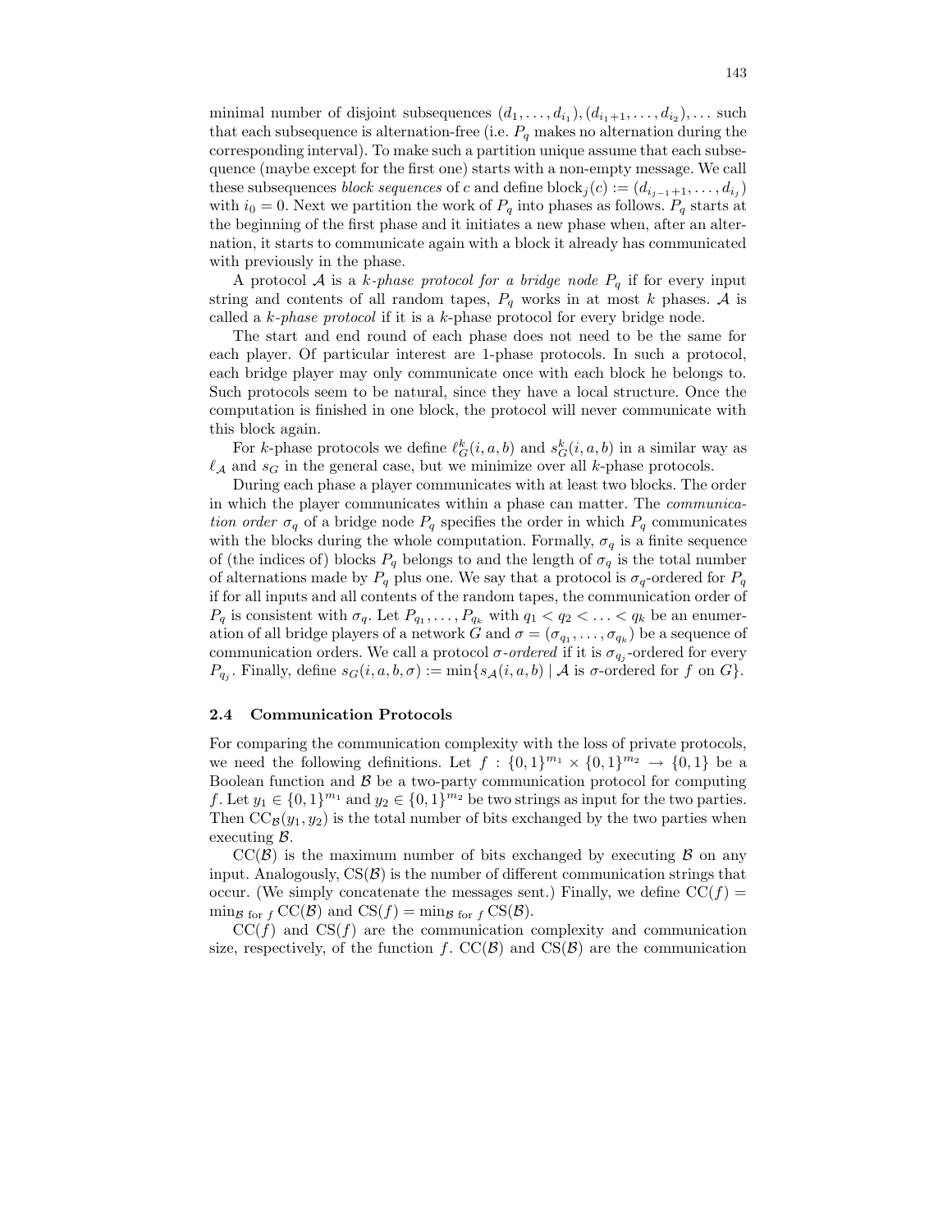minimal number of disjoint subsequences $(d_1, \ldots, d_{i_1}), (d_{i_1+1}, \ldots, d_{i_2}), \ldots$ such that each subsequence is alternation-free (i.e. $P_q$ makes no alternation during the corresponding interval). To make such a partition unique assume that each subsequence (maybe except for the first one) starts with a non-empty message. We call these subsequences *block sequences* of $c$ and define $\text{block}_j(c) := (d_{i_{j-1}+1}, \ldots, d_{i_j})$ with $i_0 = 0$. Next we partition the work of $P_q$ into phases as follows. $P_q$ starts at the beginning of the first phase and it initiates a new phase when, after an alternation, it starts to communicate again with a block it already has communicated with previously in the phase.

A protocol $\mathcal{A}$ is a *$k$-phase protocol for a bridge node* $P_q$ if for every input string and contents of all random tapes, $P_q$ works in at most $k$ phases. $\mathcal{A}$ is called a *$k$-phase protocol* if it is a $k$-phase protocol for every bridge node.

The start and end round of each phase does not need to be the same for each player. Of particular interest are 1-phase protocols. In such a protocol, each bridge player may only communicate once with each block he belongs to. Such protocols seem to be natural, since they have a local structure. Once the computation is finished in one block, the protocol will never communicate with this block again.

For $k$-phase protocols we define $\ell_G^k(i, a, b)$ and $s_G^k(i, a, b)$ in a similar way as $\ell_{\mathcal{A}}$ and $s_G$ in the general case, but we minimize over all $k$-phase protocols.

During each phase a player communicates with at least two blocks. The order in which the player communicates within a phase can matter. The *communication order* $\sigma_q$ of a bridge node $P_q$ specifies the order in which $P_q$ communicates with the blocks during the whole computation. Formally, $\sigma_q$ is a finite sequence of (the indices of) blocks $P_q$ belongs to and the length of $\sigma_q$ is the total number of alternations made by $P_q$ plus one. We say that a protocol is $\sigma_q$-ordered for $P_q$ if for all inputs and all contents of the random tapes, the communication order of $P_q$ is consistent with $\sigma_q$. Let $P_{q_1}, \ldots, P_{q_k}$ with $q_1 < q_2 < \ldots < q_k$ be an enumeration of all bridge players of a network $G$ and $\sigma = (\sigma_{q_1}, \ldots, \sigma_{q_k})$ be a sequence of communication orders. We call a protocol *$\sigma$-ordered* if it is $\sigma_{q_j}$-ordered for every $P_{q_j}$. Finally, define $s_G(i, a, b, \sigma) := \min\{s_{\mathcal{A}}(i, a, b) \mid \mathcal{A} \text{ is } \sigma\text{-ordered for } f \text{ on } G\}$.

### 2.4 Communication Protocols

For comparing the communication complexity with the loss of private protocols, we need the following definitions. Let $f : \{0,1\}^{m_1} \times \{0,1\}^{m_2} \to \{0,1\}$ be a Boolean function and $\mathcal{B}$ be a two-party communication protocol for computing $f$. Let $y_1 \in \{0,1\}^{m_1}$ and $y_2 \in \{0,1\}^{m_2}$ be two strings as input for the two parties. Then $\text{CC}_{\mathcal{B}}(y_1, y_2)$ is the total number of bits exchanged by the two parties when executing $\mathcal{B}$.

$\text{CC}(\mathcal{B})$ is the maximum number of bits exchanged by executing $\mathcal{B}$ on any input. Analogously, $\text{CS}(\mathcal{B})$ is the number of different communication strings that occur. (We simply concatenate the messages sent.) Finally, we define $\text{CC}(f) = \min_{\mathcal{B} \text{ for } f} \text{CC}(\mathcal{B})$ and $\text{CS}(f) = \min_{\mathcal{B} \text{ for } f} \text{CS}(\mathcal{B})$.

$\text{CC}(f)$ and $\text{CS}(f)$ are the communication complexity and communication size, respectively, of the function $f$. $\text{CC}(\mathcal{B})$ and $\text{CS}(\mathcal{B})$ are the communication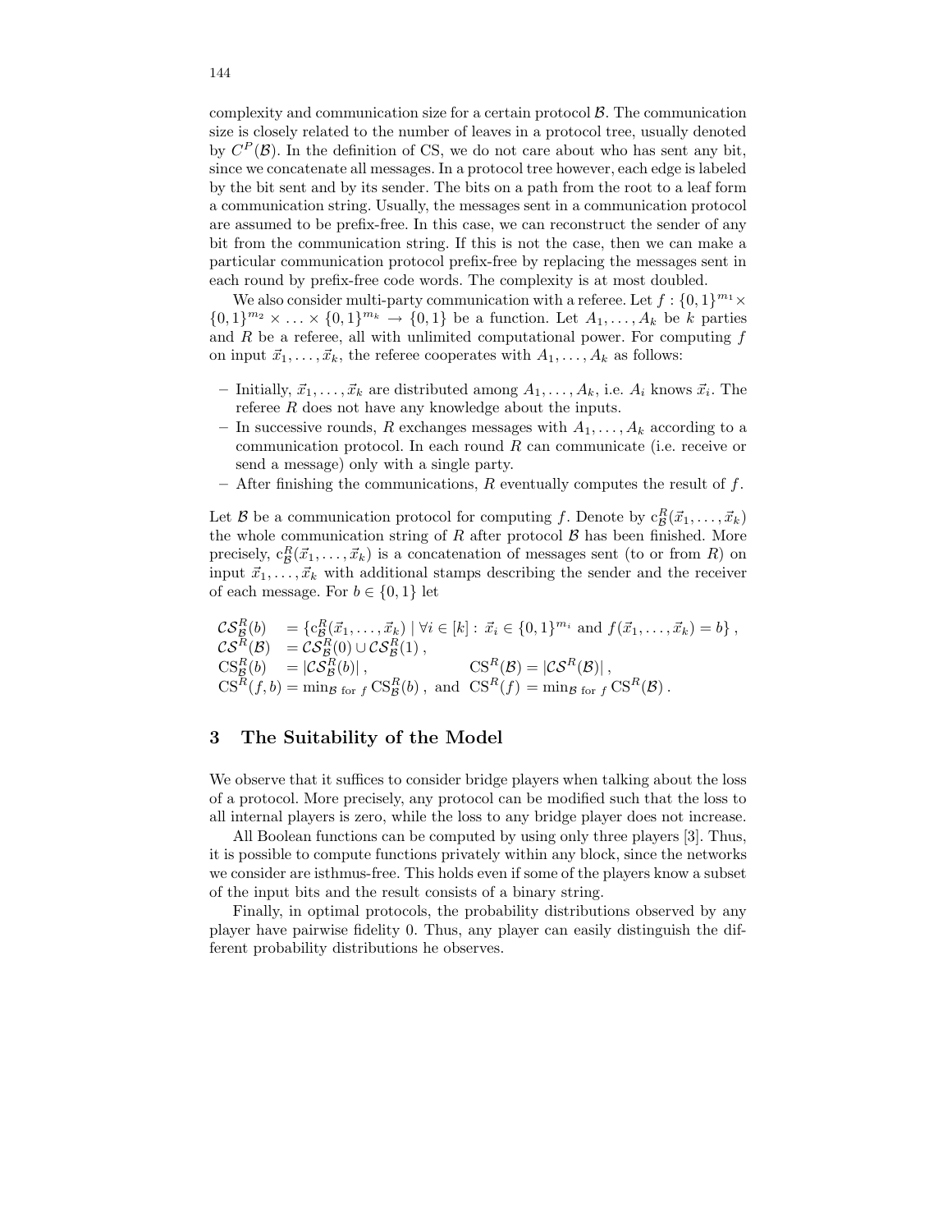complexity and communication size for a certain protocol $\mathcal{B}$. The communication size is closely related to the number of leaves in a protocol tree, usually denoted by $C^P(\mathcal{B})$. In the definition of CS, we do not care about who has sent any bit, since we concatenate all messages. In a protocol tree however, each edge is labeled by the bit sent and by its sender. The bits on a path from the root to a leaf form a communication string. Usually, the messages sent in a communication protocol are assumed to be prefix-free. In this case, we can reconstruct the sender of any bit from the communication string. If this is not the case, then we can make a particular communication protocol prefix-free by replacing the messages sent in each round by prefix-free code words. The complexity is at most doubled.

We also consider multi-party communication with a referee. Let $f : \{0,1\}^{m_1} \times \{0,1\}^{m_2} \times \ldots \times \{0,1\}^{m_k} \to \{0,1\}$ be a function. Let $A_1, \ldots, A_k$ be $k$ parties and $R$ be a referee, all with unlimited computational power. For computing $f$ on input $\vec{x}_1, \ldots, \vec{x}_k$, the referee cooperates with $A_1, \ldots, A_k$ as follows:

- Initially, $\vec{x}_1, \ldots, \vec{x}_k$ are distributed among $A_1, \ldots, A_k$, i.e. $A_i$ knows $\vec{x}_i$. The referee $R$ does not have any knowledge about the inputs.
- In successive rounds, $R$ exchanges messages with $A_1, \ldots, A_k$ according to a communication protocol. In each round $R$ can communicate (i.e. receive or send a message) only with a single party.
- After finishing the communications, $R$ eventually computes the result of $f$.

Let $\mathcal{B}$ be a communication protocol for computing $f$. Denote by $\mathrm{c}^R_{\mathcal{B}}(\vec{x}_1, \ldots, \vec{x}_k)$ the whole communication string of $R$ after protocol $\mathcal{B}$ has been finished. More precisely, $\mathrm{c}^R_{\mathcal{B}}(\vec{x}_1, \ldots, \vec{x}_k)$ is a concatenation of messages sent (to or from $R$) on input $\vec{x}_1, \ldots, \vec{x}_k$ with additional stamps describing the sender and the receiver of each message. For $b \in \{0,1\}$ let

$$
\begin{aligned}
\mathcal{CS}^R_{\mathcal{B}}(b) &= \{\mathrm{c}^R_{\mathcal{B}}(\vec{x}_1, \ldots, \vec{x}_k) \mid \forall i \in [k] : \vec{x}_i \in \{0,1\}^{m_i} \text{ and } f(\vec{x}_1, \ldots, \vec{x}_k) = b\}\,, \\
\mathcal{CS}^R(\mathcal{B}) &= \mathcal{CS}^R_{\mathcal{B}}(0) \cup \mathcal{CS}^R_{\mathcal{B}}(1)\,, \\
\mathrm{CS}^R_{\mathcal{B}}(b) &= |\mathcal{CS}^R_{\mathcal{B}}(b)|\,, \qquad \mathrm{CS}^R(\mathcal{B}) = |\mathcal{CS}^R(\mathcal{B})|\,, \\
\mathrm{CS}^R(f,b) &= \min_{\mathcal{B} \text{ for } f} \mathrm{CS}^R_{\mathcal{B}}(b)\,, \text{ and } \mathrm{CS}^R(f) = \min_{\mathcal{B} \text{ for } f} \mathrm{CS}^R(\mathcal{B})\,.
\end{aligned}
$$

## 3 The Suitability of the Model

We observe that it suffices to consider bridge players when talking about the loss of a protocol. More precisely, any protocol can be modified such that the loss to all internal players is zero, while the loss to any bridge player does not increase.

All Boolean functions can be computed by using only three players [3]. Thus, it is possible to compute functions privately within any block, since the networks we consider are isthmus-free. This holds even if some of the players know a subset of the input bits and the result consists of a binary string.

Finally, in optimal protocols, the probability distributions observed by any player have pairwise fidelity 0. Thus, any player can easily distinguish the different probability distributions he observes.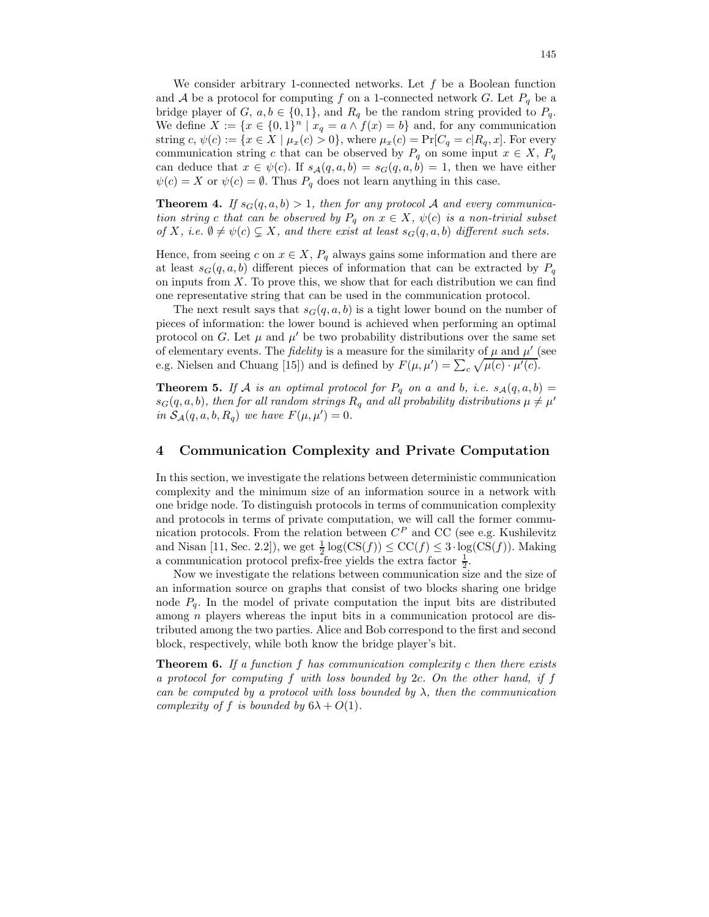We consider arbitrary 1-connected networks. Let $f$ be a Boolean function and $\mathcal{A}$ be a protocol for computing $f$ on a 1-connected network $G$. Let $P_q$ be a bridge player of $G$, $a, b \in \{0, 1\}$, and $R_q$ be the random string provided to $P_q$. We define $X := \{x \in \{0, 1\}^n \mid x_q = a \wedge f(x) = b\}$ and, for any communication string $c$, $\psi(c) := \{x \in X \mid \mu_x(c) > 0\}$, where $\mu_x(c) = \Pr[C_q = c | R_q, x]$. For every communication string $c$ that can be observed by $P_q$ on some input $x \in X$, $P_q$ can deduce that $x \in \psi(c)$. If $s_{\mathcal{A}}(q, a, b) = s_G(q, a, b) = 1$, then we have either $\psi(c) = X$ or $\psi(c) = \emptyset$. Thus $P_q$ does not learn anything in this case.

**Theorem 4.** *If $s_G(q, a, b) > 1$, then for any protocol $\mathcal{A}$ and every communication string $c$ that can be observed by $P_q$ on $x \in X$, $\psi(c)$ is a non-trivial subset of $X$, i.e. $\emptyset \neq \psi(c) \subsetneq X$, and there exist at least $s_G(q, a, b)$ different such sets.*

Hence, from seeing $c$ on $x \in X$, $P_q$ always gains some information and there are at least $s_G(q, a, b)$ different pieces of information that can be extracted by $P_q$ on inputs from $X$. To prove this, we show that for each distribution we can find one representative string that can be used in the communication protocol.

The next result says that $s_G(q, a, b)$ is a tight lower bound on the number of pieces of information: the lower bound is achieved when performing an optimal protocol on $G$. Let $\mu$ and $\mu'$ be two probability distributions over the same set of elementary events. The *fidelity* is a measure for the similarity of $\mu$ and $\mu'$ (see e.g. Nielsen and Chuang [15]) and is defined by $F(\mu, \mu') = \sum_c \sqrt{\mu(c) \cdot \mu'(c)}$.

**Theorem 5.** *If $\mathcal{A}$ is an optimal protocol for $P_q$ on $a$ and $b$, i.e. $s_{\mathcal{A}}(q, a, b) = s_G(q, a, b)$, then for all random strings $R_q$ and all probability distributions $\mu \neq \mu'$ in $\mathcal{S}_{\mathcal{A}}(q, a, b, R_q)$ we have $F(\mu, \mu') = 0$.*

## 4 Communication Complexity and Private Computation

In this section, we investigate the relations between deterministic communication complexity and the minimum size of an information source in a network with one bridge node. To distinguish protocols in terms of communication complexity and protocols in terms of private computation, we will call the former communication protocols. From the relation between $C^P$ and CC (see e.g. Kushilevitz and Nisan [11, Sec. 2.2]), we get $\frac{1}{2} \log(\mathrm{CS}(f)) \leq \mathrm{CC}(f) \leq 3 \cdot \log(\mathrm{CS}(f))$. Making a communication protocol prefix-free yields the extra factor $\frac{1}{2}$.

Now we investigate the relations between communication size and the size of an information source on graphs that consist of two blocks sharing one bridge node $P_q$. In the model of private computation the input bits are distributed among $n$ players whereas the input bits in a communication protocol are distributed among the two parties. Alice and Bob correspond to the first and second block, respectively, while both know the bridge player's bit.

**Theorem 6.** *If a function $f$ has communication complexity $c$ then there exists a protocol for computing $f$ with loss bounded by $2c$. On the other hand, if $f$ can be computed by a protocol with loss bounded by $\lambda$, then the communication complexity of $f$ is bounded by $6\lambda + O(1)$.*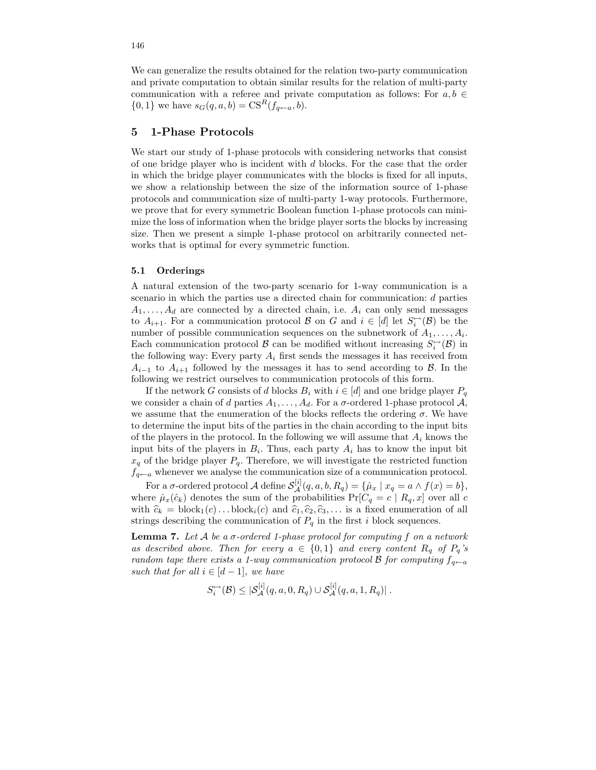We can generalize the results obtained for the relation two-party communication and private computation to obtain similar results for the relation of multi-party communication with a referee and private computation as follows: For $a, b \in \{0,1\}$ we have $s_G(q, a, b) = \mathrm{CS}^R(f_{q \leftarrow a}, b)$.

## 5 1-Phase Protocols

We start our study of 1-phase protocols with considering networks that consist of one bridge player who is incident with $d$ blocks. For the case that the order in which the bridge player communicates with the blocks is fixed for all inputs, we show a relationship between the size of the information source of 1-phase protocols and communication size of multi-party 1-way protocols. Furthermore, we prove that for every symmetric Boolean function 1-phase protocols can minimize the loss of information when the bridge player sorts the blocks by increasing size. Then we present a simple 1-phase protocol on arbitrarily connected networks that is optimal for every symmetric function.

### 5.1 Orderings

A natural extension of the two-party scenario for 1-way communication is a scenario in which the parties use a directed chain for communication: $d$ parties $A_1, \dots, A_d$ are connected by a directed chain, i.e. $A_i$ can only send messages to $A_{i+1}$. For a communication protocol $\mathcal{B}$ on $G$ and $i \in [d]$ let $S_i^{\hookrightarrow}(\mathcal{B})$ be the number of possible communication sequences on the subnetwork of $A_1, \dots, A_i$. Each communication protocol $\mathcal{B}$ can be modified without increasing $S_i^{\hookrightarrow}(\mathcal{B})$ in the following way: Every party $A_i$ first sends the messages it has received from $A_{i-1}$ to $A_{i+1}$ followed by the messages it has to send according to $\mathcal{B}$. In the following we restrict ourselves to communication protocols of this form.

If the network $G$ consists of $d$ blocks $B_i$ with $i \in [d]$ and one bridge player $P_q$ we consider a chain of $d$ parties $A_1, \dots, A_d$. For a $\sigma$-ordered 1-phase protocol $\mathcal{A}$, we assume that the enumeration of the blocks reflects the ordering $\sigma$. We have to determine the input bits of the parties in the chain according to the input bits of the players in the protocol. In the following we will assume that $A_i$ knows the input bits of the players in $B_i$. Thus, each party $A_i$ has to know the input bit $x_q$ of the bridge player $P_q$. Therefore, we will investigate the restricted function $f_{q \leftarrow a}$ whenever we analyse the communication size of a communication protocol.

For a $\sigma$-ordered protocol $\mathcal{A}$ define $\mathcal{S}_{\mathcal{A}}^{[i]}(q, a, b, R_q) = \{\hat{\mu}_x \mid x_q = a \wedge f(x) = b\}$, where $\hat{\mu}_x(\hat{c}_k)$ denotes the sum of the probabilities $\Pr[C_q = c \mid R_q, x]$ over all $c$ with $\widehat{c}_k = \mathrm{block}_1(c) \dots \mathrm{block}_i(c)$ and $\widehat{c}_1, \widehat{c}_2, \widehat{c}_3, \dots$ is a fixed enumeration of all strings describing the communication of $P_q$ in the first $i$ block sequences.

**Lemma 7.** *Let $\mathcal{A}$ be a $\sigma$-ordered 1-phase protocol for computing $f$ on a network as described above. Then for every $a \in \{0,1\}$ and every content $R_q$ of $P_q$'s random tape there exists a 1-way communication protocol $\mathcal{B}$ for computing $f_{q \leftarrow a}$ such that for all $i \in [d-1]$, we have*

$$S_i^{\hookrightarrow}(\mathcal{B}) \leq |\mathcal{S}_{\mathcal{A}}^{[i]}(q, a, 0, R_q) \cup \mathcal{S}_{\mathcal{A}}^{[i]}(q, a, 1, R_q)| \,.$$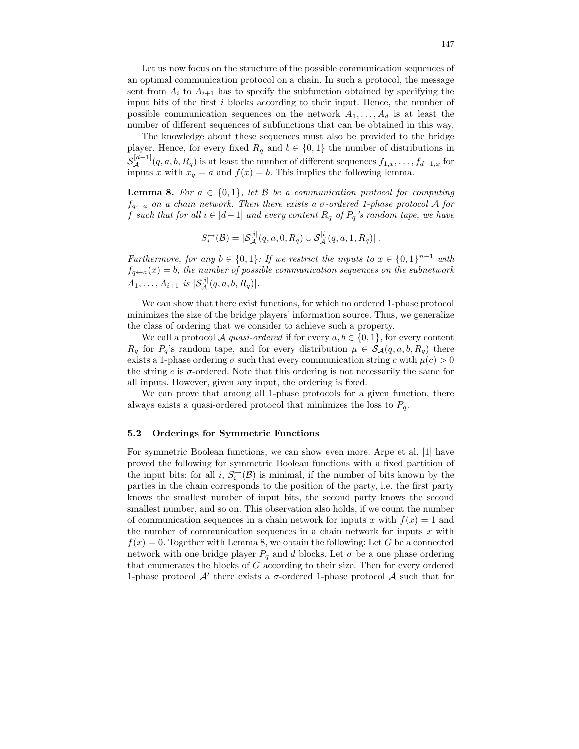Let us now focus on the structure of the possible communication sequences of an optimal communication protocol on a chain. In such a protocol, the message sent from $A_i$ to $A_{i+1}$ has to specify the subfunction obtained by specifying the input bits of the first $i$ blocks according to their input. Hence, the number of possible communication sequences on the network $A_1, \ldots, A_d$ is at least the number of different sequences of subfunctions that can be obtained in this way.

The knowledge about these sequences must also be provided to the bridge player. Hence, for every fixed $R_q$ and $b \in \{0,1\}$ the number of distributions in $\mathcal{S}_{\mathcal{A}}^{[d-1]}(q, a, b, R_q)$ is at least the number of different sequences $f_{1,x}, \ldots, f_{d-1,x}$ for inputs $x$ with $x_q = a$ and $f(x) = b$. This implies the following lemma.

**Lemma 8.** *For $a \in \{0,1\}$, let $\mathcal{B}$ be a communication protocol for computing $f_{q \leftarrow a}$ on a chain network. Then there exists a $\sigma$-ordered 1-phase protocol $\mathcal{A}$ for $f$ such that for all $i \in [d-1]$ and every content $R_q$ of $P_q$'s random tape, we have*

$$S_i^{\hookrightarrow}(\mathcal{B}) = |\mathcal{S}_{\mathcal{A}}^{[i]}(q, a, 0, R_q) \cup \mathcal{S}_{\mathcal{A}}^{[i]}(q, a, 1, R_q)| \, .$$

*Furthermore, for any $b \in \{0,1\}$: If we restrict the inputs to $x \in \{0,1\}^{n-1}$ with $f_{q \leftarrow a}(x) = b$, the number of possible communication sequences on the subnetwork $A_1, \ldots, A_{i+1}$ is $|\mathcal{S}_{\mathcal{A}}^{[i]}(q, a, b, R_q)|$.*

We can show that there exist functions, for which no ordered 1-phase protocol minimizes the size of the bridge players' information source. Thus, we generalize the class of ordering that we consider to achieve such a property.

We call a protocol $\mathcal{A}$ *quasi-ordered* if for every $a, b \in \{0,1\}$, for every content $R_q$ for $P_q$'s random tape, and for every distribution $\mu \in \mathcal{S}_{\mathcal{A}}(q, a, b, R_q)$ there exists a 1-phase ordering $\sigma$ such that every communication string $c$ with $\mu(c) > 0$ the string $c$ is $\sigma$-ordered. Note that this ordering is not necessarily the same for all inputs. However, given any input, the ordering is fixed.

We can prove that among all 1-phase protocols for a given function, there always exists a quasi-ordered protocol that minimizes the loss to $P_q$.

### 5.2 Orderings for Symmetric Functions

For symmetric Boolean functions, we can show even more. Arpe et al. [1] have proved the following for symmetric Boolean functions with a fixed partition of the input bits: for all $i$, $S_i^{\hookrightarrow}(\mathcal{B})$ is minimal, if the number of bits known by the parties in the chain corresponds to the position of the party, i.e. the first party knows the smallest number of input bits, the second party knows the second smallest number, and so on. This observation also holds, if we count the number of communication sequences in a chain network for inputs $x$ with $f(x) = 1$ and the number of communication sequences in a chain network for inputs $x$ with $f(x) = 0$. Together with Lemma 8, we obtain the following: Let $G$ be a connected network with one bridge player $P_q$ and $d$ blocks. Let $\sigma$ be a one phase ordering that enumerates the blocks of $G$ according to their size. Then for every ordered 1-phase protocol $\mathcal{A}'$ there exists a $\sigma$-ordered 1-phase protocol $\mathcal{A}$ such that for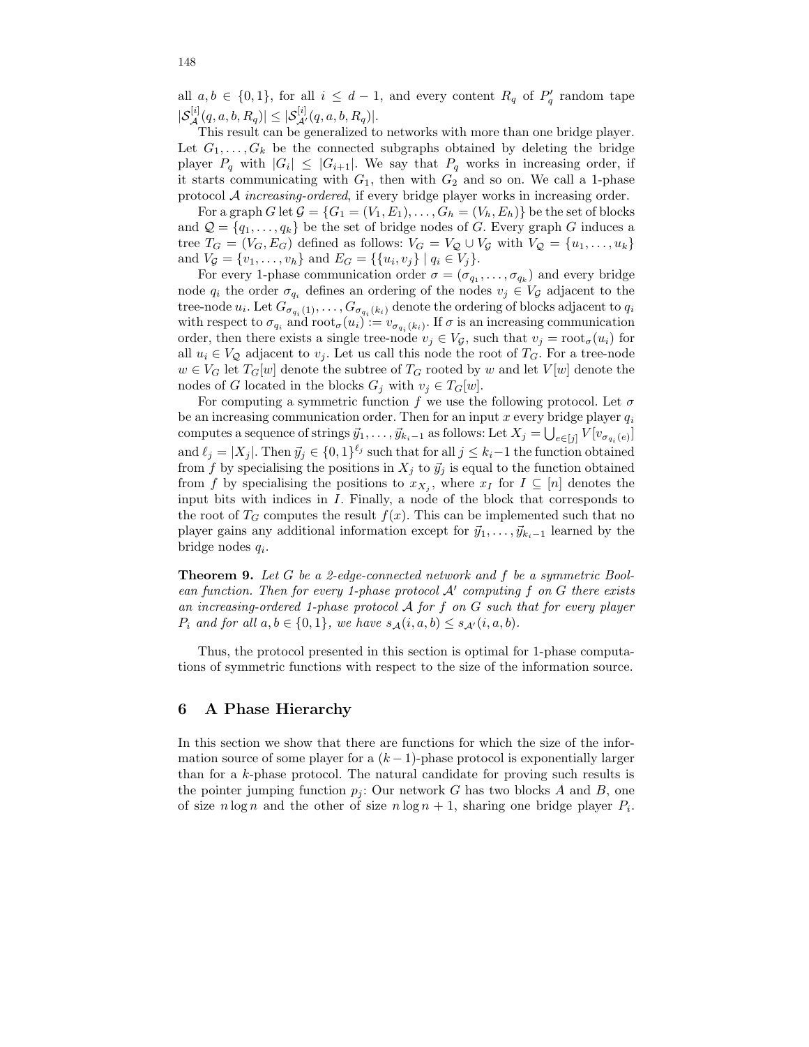all $a, b \in \{0,1\}$, for all $i \leq d-1$, and every content $R_q$ of $P'_q$ random tape $|\mathcal{S}^{[i]}_{\mathcal{A}}(q,a,b,R_q)| \leq |\mathcal{S}^{[i]}_{\mathcal{A}'}(q,a,b,R_q)|$.

This result can be generalized to networks with more than one bridge player. Let $G_1, \ldots, G_k$ be the connected subgraphs obtained by deleting the bridge player $P_q$ with $|G_i| \leq |G_{i+1}|$. We say that $P_q$ works in increasing order, if it starts communicating with $G_1$, then with $G_2$ and so on. We call a 1-phase protocol $\mathcal{A}$ *increasing-ordered*, if every bridge player works in increasing order.

For a graph $G$ let $\mathcal{G} = \{G_1 = (V_1, E_1), \ldots, G_h = (V_h, E_h)\}$ be the set of blocks and $\mathcal{Q} = \{q_1, \ldots, q_k\}$ be the set of bridge nodes of $G$. Every graph $G$ induces a tree $T_G = (V_G, E_G)$ defined as follows: $V_G = V_\mathcal{Q} \cup V_\mathcal{G}$ with $V_\mathcal{Q} = \{u_1, \ldots, u_k\}$ and $V_\mathcal{G} = \{v_1, \ldots, v_h\}$ and $E_G = \{\{u_i, v_j\} \mid q_i \in V_j\}$.

For every 1-phase communication order $\sigma = (\sigma_{q_1}, \ldots, \sigma_{q_k})$ and every bridge node $q_i$ the order $\sigma_{q_i}$ defines an ordering of the nodes $v_j \in V_\mathcal{G}$ adjacent to the tree-node $u_i$. Let $G_{\sigma_{q_i}(1)}, \ldots, G_{\sigma_{q_i}(k_i)}$ denote the ordering of blocks adjacent to $q_i$ with respect to $\sigma_{q_i}$ and $\mathrm{root}_\sigma(u_i) := v_{\sigma_{q_i}(k_i)}$. If $\sigma$ is an increasing communication order, then there exists a single tree-node $v_j \in V_\mathcal{G}$, such that $v_j = \mathrm{root}_\sigma(u_i)$ for all $u_i \in V_\mathcal{Q}$ adjacent to $v_j$. Let us call this node the root of $T_G$. For a tree-node $w \in V_G$ let $T_G[w]$ denote the subtree of $T_G$ rooted by $w$ and let $V[w]$ denote the nodes of $G$ located in the blocks $G_j$ with $v_j \in T_G[w]$.

For computing a symmetric function $f$ we use the following protocol. Let $\sigma$ be an increasing communication order. Then for an input $x$ every bridge player $q_i$ computes a sequence of strings $\vec{y}_1, \ldots, \vec{y}_{k_i-1}$ as follows: Let $X_j = \bigcup_{e \in [j]} V[v_{\sigma_{q_i}(e)}]$ and $\ell_j = |X_j|$. Then $\vec{y}_j \in \{0,1\}^{\ell_j}$ such that for all $j \leq k_i - 1$ the function obtained from $f$ by specialising the positions in $X_j$ to $\vec{y}_j$ is equal to the function obtained from $f$ by specialising the positions to $x_{X_j}$, where $x_I$ for $I \subseteq [n]$ denotes the input bits with indices in $I$. Finally, a node of the block that corresponds to the root of $T_G$ computes the result $f(x)$. This can be implemented such that no player gains any additional information except for $\vec{y}_1, \ldots, \vec{y}_{k_i-1}$ learned by the bridge nodes $q_i$.

**Theorem 9.** *Let $G$ be a 2-edge-connected network and $f$ be a symmetric Boolean function. Then for every 1-phase protocol $\mathcal{A}'$ computing $f$ on $G$ there exists an increasing-ordered 1-phase protocol $\mathcal{A}$ for $f$ on $G$ such that for every player $P_i$ and for all $a, b \in \{0,1\}$, we have $s_\mathcal{A}(i,a,b) \leq s_{\mathcal{A}'}(i,a,b)$.*

Thus, the protocol presented in this section is optimal for 1-phase computations of symmetric functions with respect to the size of the information source.

## 6 A Phase Hierarchy

In this section we show that there are functions for which the size of the information source of some player for a $(k-1)$-phase protocol is exponentially larger than for a $k$-phase protocol. The natural candidate for proving such results is the pointer jumping function $p_j$: Our network $G$ has two blocks $A$ and $B$, one of size $n \log n$ and the other of size $n \log n + 1$, sharing one bridge player $P_i$.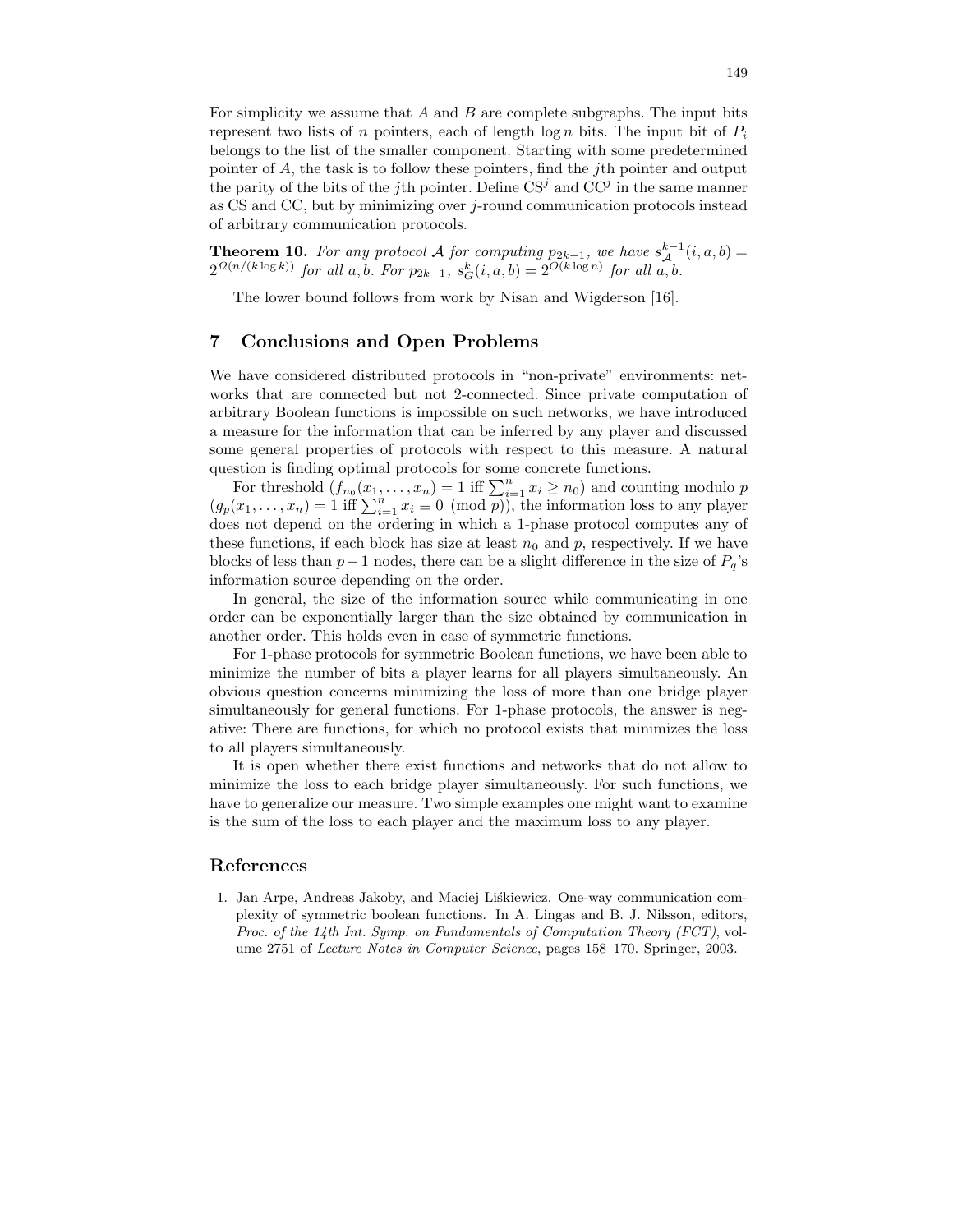For simplicity we assume that $A$ and $B$ are complete subgraphs. The input bits represent two lists of $n$ pointers, each of length $\log n$ bits. The input bit of $P_i$ belongs to the list of the smaller component. Starting with some predetermined pointer of $A$, the task is to follow these pointers, find the $j$th pointer and output the parity of the bits of the $j$th pointer. Define $\mathrm{CS}^j$ and $\mathrm{CC}^j$ in the same manner as CS and CC, but by minimizing over $j$-round communication protocols instead of arbitrary communication protocols.

**Theorem 10.** *For any protocol $\mathcal{A}$ for computing $p_{2k-1}$, we have $s_{\mathcal{A}}^{k-1}(i, a, b) = 2^{\Omega(n/(k \log k))}$ for all $a, b$. For $p_{2k-1}$, $s_G^k(i, a, b) = 2^{O(k \log n)}$ for all $a, b$.*

The lower bound follows from work by Nisan and Wigderson [16].

## 7 Conclusions and Open Problems

We have considered distributed protocols in "non-private" environments: networks that are connected but not 2-connected. Since private computation of arbitrary Boolean functions is impossible on such networks, we have introduced a measure for the information that can be inferred by any player and discussed some general properties of protocols with respect to this measure. A natural question is finding optimal protocols for some concrete functions.

For threshold ($f_{n_0}(x_1, \ldots, x_n) = 1$ iff $\sum_{i=1}^n x_i \geq n_0$) and counting modulo $p$ ($g_p(x_1, \ldots, x_n) = 1$ iff $\sum_{i=1}^n x_i \equiv 0 \pmod{p}$), the information loss to any player does not depend on the ordering in which a 1-phase protocol computes any of these functions, if each block has size at least $n_0$ and $p$, respectively. If we have blocks of less than $p-1$ nodes, there can be a slight difference in the size of $P_q$'s information source depending on the order.

In general, the size of the information source while communicating in one order can be exponentially larger than the size obtained by communication in another order. This holds even in case of symmetric functions.

For 1-phase protocols for symmetric Boolean functions, we have been able to minimize the number of bits a player learns for all players simultaneously. An obvious question concerns minimizing the loss of more than one bridge player simultaneously for general functions. For 1-phase protocols, the answer is negative: There are functions, for which no protocol exists that minimizes the loss to all players simultaneously.

It is open whether there exist functions and networks that do not allow to minimize the loss to each bridge player simultaneously. For such functions, we have to generalize our measure. Two simple examples one might want to examine is the sum of the loss to each player and the maximum loss to any player.

## References

1. Jan Arpe, Andreas Jakoby, and Maciej Liśkiewicz. One-way communication complexity of symmetric boolean functions. In A. Lingas and B. J. Nilsson, editors, *Proc. of the 14th Int. Symp. on Fundamentals of Computation Theory (FCT)*, volume 2751 of *Lecture Notes in Computer Science*, pages 158–170. Springer, 2003.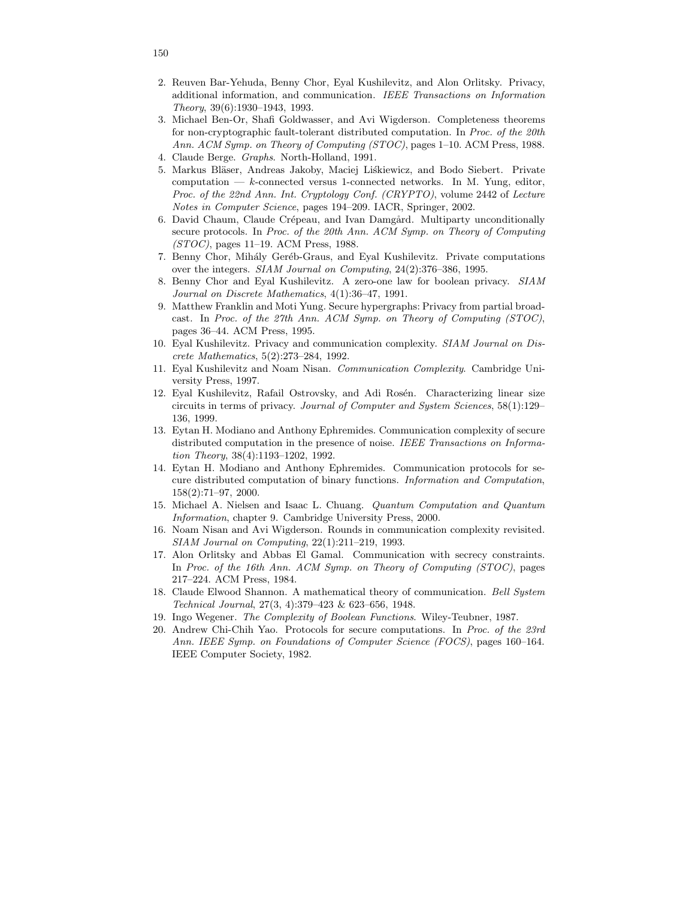2. Reuven Bar-Yehuda, Benny Chor, Eyal Kushilevitz, and Alon Orlitsky. Privacy, additional information, and communication. *IEEE Transactions on Information Theory*, 39(6):1930–1943, 1993.
3. Michael Ben-Or, Shafi Goldwasser, and Avi Wigderson. Completeness theorems for non-cryptographic fault-tolerant distributed computation. In *Proc. of the 20th Ann. ACM Symp. on Theory of Computing (STOC)*, pages 1–10. ACM Press, 1988.
4. Claude Berge. *Graphs*. North-Holland, 1991.
5. Markus Bläser, Andreas Jakoby, Maciej Liśkiewicz, and Bodo Siebert. Private computation — $k$-connected versus 1-connected networks. In M. Yung, editor, *Proc. of the 22nd Ann. Int. Cryptology Conf. (CRYPTO)*, volume 2442 of *Lecture Notes in Computer Science*, pages 194–209. IACR, Springer, 2002.
6. David Chaum, Claude Crépeau, and Ivan Damgård. Multiparty unconditionally secure protocols. In *Proc. of the 20th Ann. ACM Symp. on Theory of Computing (STOC)*, pages 11–19. ACM Press, 1988.
7. Benny Chor, Mihály Geréb-Graus, and Eyal Kushilevitz. Private computations over the integers. *SIAM Journal on Computing*, 24(2):376–386, 1995.
8. Benny Chor and Eyal Kushilevitz. A zero-one law for boolean privacy. *SIAM Journal on Discrete Mathematics*, 4(1):36–47, 1991.
9. Matthew Franklin and Moti Yung. Secure hypergraphs: Privacy from partial broadcast. In *Proc. of the 27th Ann. ACM Symp. on Theory of Computing (STOC)*, pages 36–44. ACM Press, 1995.
10. Eyal Kushilevitz. Privacy and communication complexity. *SIAM Journal on Discrete Mathematics*, 5(2):273–284, 1992.
11. Eyal Kushilevitz and Noam Nisan. *Communication Complexity*. Cambridge University Press, 1997.
12. Eyal Kushilevitz, Rafail Ostrovsky, and Adi Rosén. Characterizing linear size circuits in terms of privacy. *Journal of Computer and System Sciences*, 58(1):129–136, 1999.
13. Eytan H. Modiano and Anthony Ephremides. Communication complexity of secure distributed computation in the presence of noise. *IEEE Transactions on Information Theory*, 38(4):1193–1202, 1992.
14. Eytan H. Modiano and Anthony Ephremides. Communication protocols for secure distributed computation of binary functions. *Information and Computation*, 158(2):71–97, 2000.
15. Michael A. Nielsen and Isaac L. Chuang. *Quantum Computation and Quantum Information*, chapter 9. Cambridge University Press, 2000.
16. Noam Nisan and Avi Wigderson. Rounds in communication complexity revisited. *SIAM Journal on Computing*, 22(1):211–219, 1993.
17. Alon Orlitsky and Abbas El Gamal. Communication with secrecy constraints. In *Proc. of the 16th Ann. ACM Symp. on Theory of Computing (STOC)*, pages 217–224. ACM Press, 1984.
18. Claude Elwood Shannon. A mathematical theory of communication. *Bell System Technical Journal*, 27(3, 4):379–423 & 623–656, 1948.
19. Ingo Wegener. *The Complexity of Boolean Functions*. Wiley-Teubner, 1987.
20. Andrew Chi-Chih Yao. Protocols for secure computations. In *Proc. of the 23rd Ann. IEEE Symp. on Foundations of Computer Science (FOCS)*, pages 160–164. IEEE Computer Society, 1982.